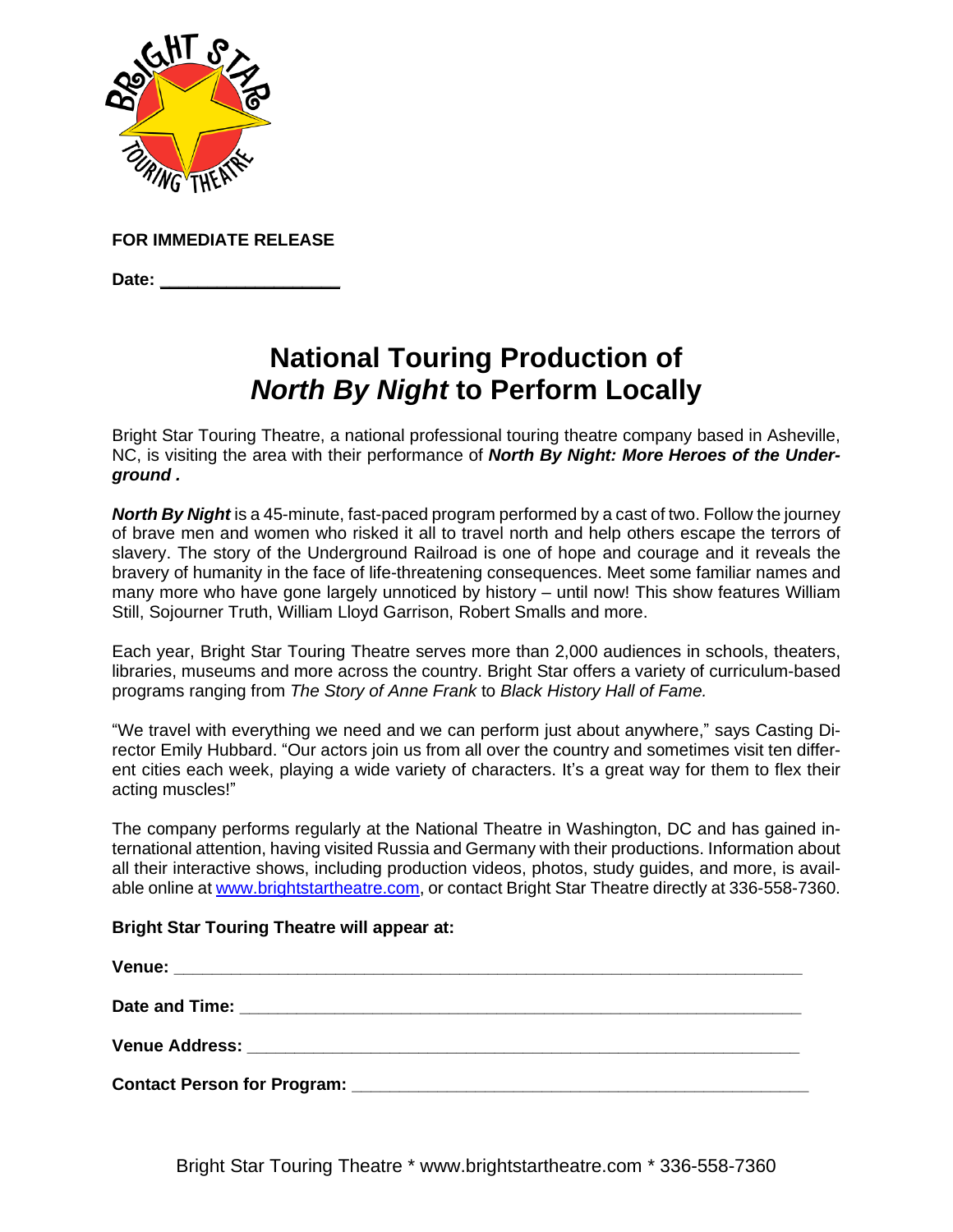**FOR IMMEDIATE RELEASE**

**Date: ___________________**

# National Touring Production of *North By Night* to Perform Locally

Bright Star Touring Theatre, a national professional touring theatre company based in Asheville, NC, is visiting the area with their performance of ***North By Night: More Heroes of the Underground .***

***North By Night*** is a 45-minute, fast-paced program performed by a cast of two. Follow the journey of brave men and women who risked it all to travel north and help others escape the terrors of slavery. The story of the Underground Railroad is one of hope and courage and it reveals the bravery of humanity in the face of life-threatening consequences. Meet some familiar names and many more who have gone largely unnoticed by history – until now! This show features William Still, Sojourner Truth, William Lloyd Garrison, Robert Smalls and more.

Each year, Bright Star Touring Theatre serves more than 2,000 audiences in schools, theaters, libraries, museums and more across the country. Bright Star offers a variety of curriculum-based programs ranging from *The Story of Anne Frank* to *Black History Hall of Fame.*

"We travel with everything we need and we can perform just about anywhere," says Casting Director Emily Hubbard. "Our actors join us from all over the country and sometimes visit ten different cities each week, playing a wide variety of characters. It's a great way for them to flex their acting muscles!"

The company performs regularly at the National Theatre in Washington, DC and has gained international attention, having visited Russia and Germany with their productions. Information about all their interactive shows, including production videos, photos, study guides, and more, is available online at [www.brightstartheatre.com](http://www.brightstartheatre.com), or contact Bright Star Theatre directly at 336-558-7360.

**Bright Star Touring Theatre will appear at:**

**Venue:** ________________________________________________

**Date and Time:** ________________________________________________

**Venue Address:** ________________________________________________

**Contact Person for Program:** ________________________________________________

Bright Star Touring Theatre * www.brightstartheatre.com * 336-558-7360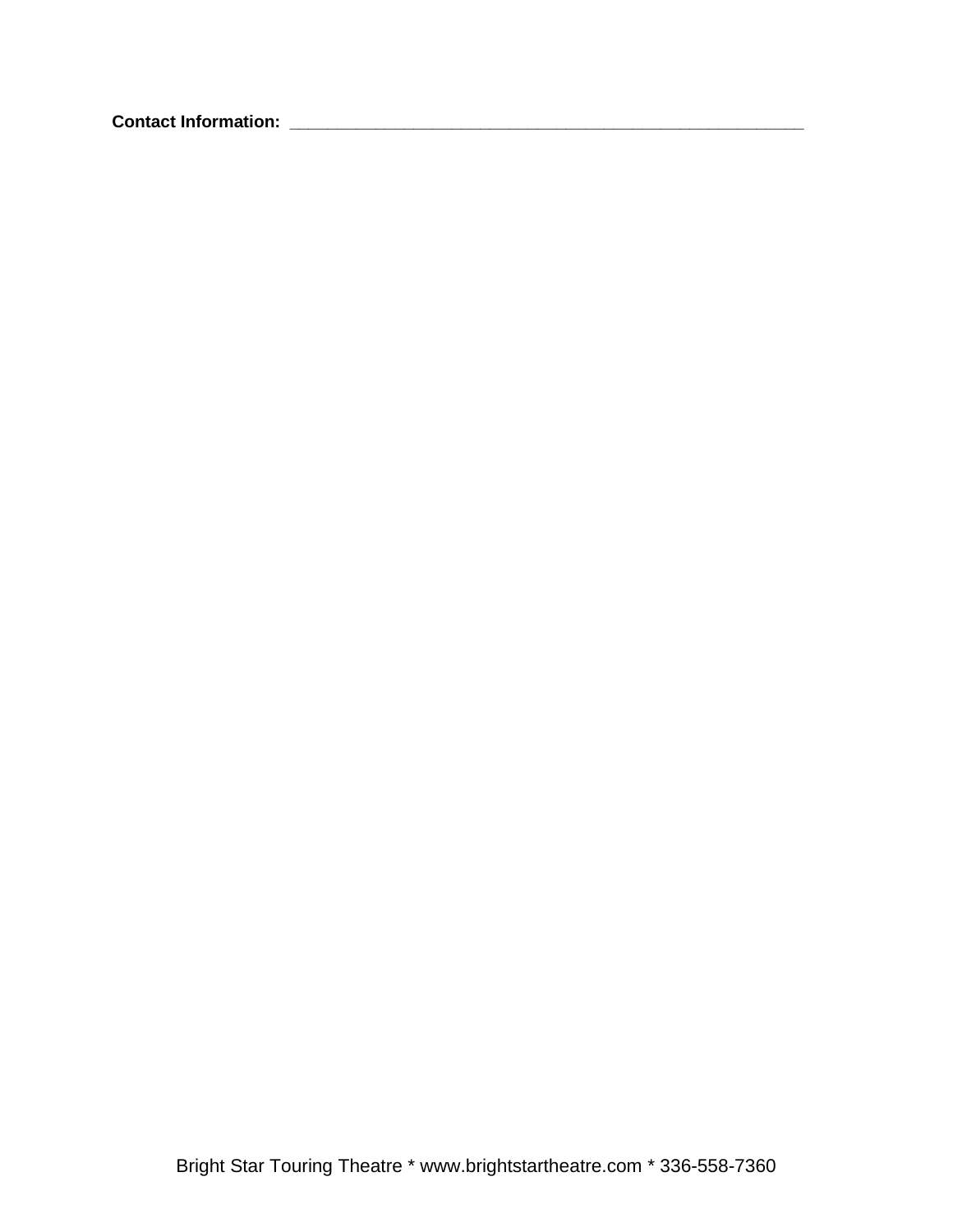**Contact Information:** _______________________________________________________